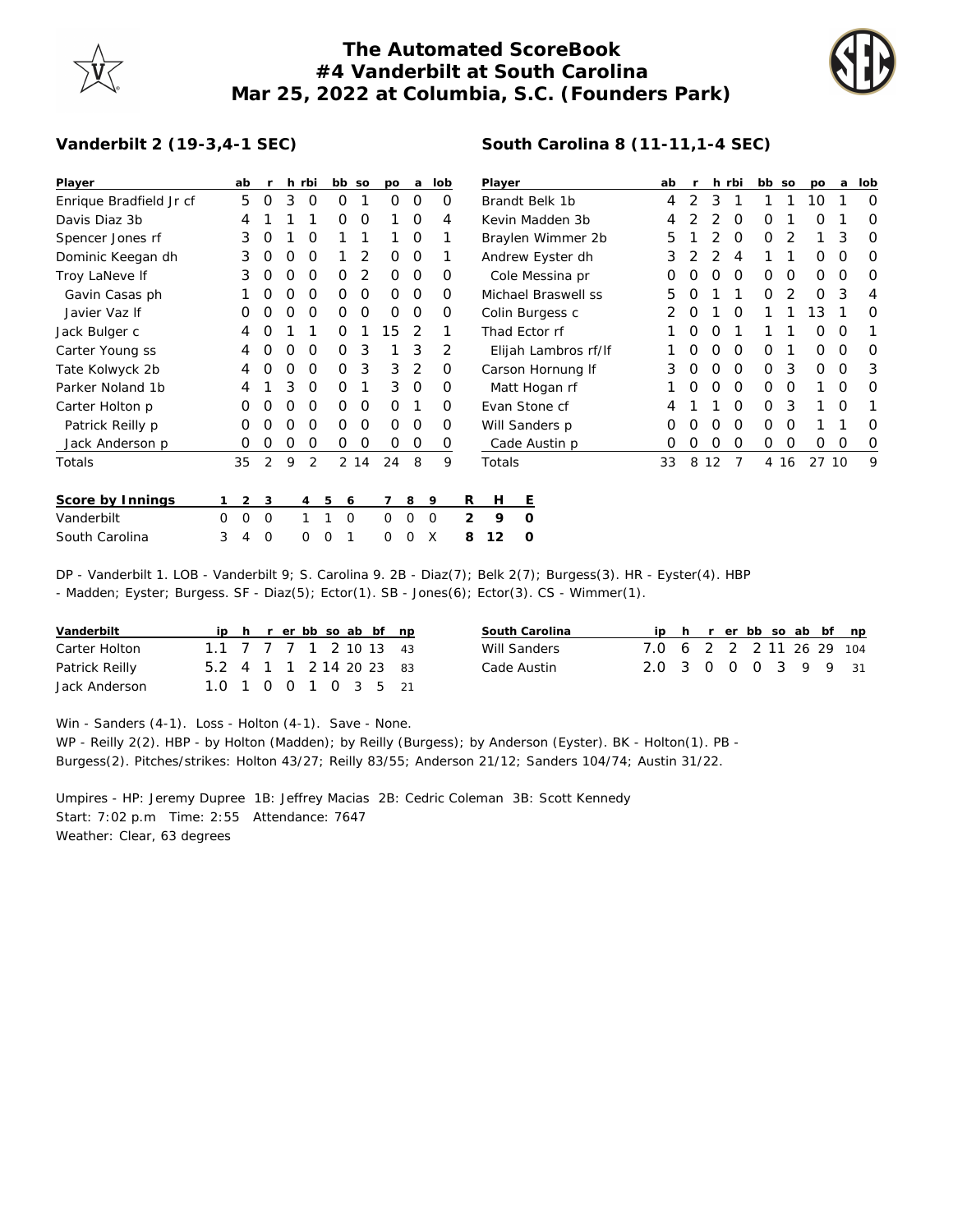# The Automated ScoreBook
## #4 Vanderbilt at South Carolina
### Mar 25, 2022 at Columbia, S.C. (Founders Park)

**Vanderbilt 2 (19-3,4-1 SEC)**

| Player | ab | r | h | rbi | bb | so | po | a | lob |
|---|---|---|---|---|---|---|---|---|---|
| Enrique Bradfield Jr cf | 5 | 0 | 3 | 0 | 0 | 1 | 0 | 0 | 0 |
| Davis Diaz 3b | 4 | 1 | 1 | 1 | 0 | 0 | 1 | 0 | 4 |
| Spencer Jones rf | 3 | 0 | 1 | 0 | 1 | 1 | 1 | 0 | 1 |
| Dominic Keegan dh | 3 | 0 | 0 | 0 | 1 | 2 | 0 | 0 | 1 |
| Troy LaNeve lf | 3 | 0 | 0 | 0 | 0 | 2 | 0 | 0 | 0 |
| Gavin Casas ph | 1 | 0 | 0 | 0 | 0 | 0 | 0 | 0 | 0 |
| Javier Vaz lf | 0 | 0 | 0 | 0 | 0 | 0 | 0 | 0 | 0 |
| Jack Bulger c | 4 | 0 | 1 | 1 | 0 | 1 | 15 | 2 | 1 |
| Carter Young ss | 4 | 0 | 0 | 0 | 0 | 3 | 1 | 3 | 2 |
| Tate Kolwyck 2b | 4 | 0 | 0 | 0 | 0 | 3 | 3 | 2 | 0 |
| Parker Noland 1b | 4 | 1 | 3 | 0 | 0 | 1 | 3 | 0 | 0 |
| Carter Holton p | 0 | 0 | 0 | 0 | 0 | 0 | 0 | 1 | 0 |
| Patrick Reilly p | 0 | 0 | 0 | 0 | 0 | 0 | 0 | 0 | 0 |
| Jack Anderson p | 0 | 0 | 0 | 0 | 0 | 0 | 0 | 0 | 0 |
| Totals | 35 | 2 | 9 | 2 | 2 | 14 | 24 | 8 | 9 |

**South Carolina 8 (11-11,1-4 SEC)**

| Player | ab | r | h | rbi | bb | so | po | a | lob |
|---|---|---|---|---|---|---|---|---|---|
| Brandt Belk 1b | 4 | 2 | 3 | 1 | 1 | 1 | 10 | 1 | 0 |
| Kevin Madden 3b | 4 | 2 | 2 | 0 | 0 | 1 | 0 | 1 | 0 |
| Braylen Wimmer 2b | 5 | 1 | 2 | 0 | 0 | 2 | 1 | 3 | 0 |
| Andrew Eyster dh | 3 | 2 | 2 | 4 | 1 | 1 | 0 | 0 | 0 |
| Cole Messina pr | 0 | 0 | 0 | 0 | 0 | 0 | 0 | 0 | 0 |
| Michael Braswell ss | 5 | 0 | 1 | 1 | 0 | 2 | 0 | 3 | 4 |
| Colin Burgess c | 2 | 0 | 1 | 0 | 1 | 1 | 13 | 1 | 0 |
| Thad Ector rf | 1 | 0 | 0 | 1 | 1 | 1 | 0 | 0 | 1 |
| Elijah Lambros rf/lf | 1 | 0 | 0 | 0 | 0 | 1 | 0 | 0 | 0 |
| Carson Hornung lf | 3 | 0 | 0 | 0 | 0 | 3 | 0 | 0 | 3 |
| Matt Hogan rf | 1 | 0 | 0 | 0 | 0 | 0 | 1 | 0 | 0 |
| Evan Stone cf | 4 | 1 | 1 | 0 | 0 | 3 | 1 | 0 | 1 |
| Will Sanders p | 0 | 0 | 0 | 0 | 0 | 0 | 1 | 1 | 0 |
| Cade Austin p | 0 | 0 | 0 | 0 | 0 | 0 | 0 | 0 | 0 |
| Totals | 33 | 8 | 12 | 7 | 4 | 16 | 27 | 10 | 9 |

| Score by Innings | 1 | 2 | 3 | 4 | 5 | 6 | 7 | 8 | 9 | R | H | E |
|---|---|---|---|---|---|---|---|---|---|---|---|---|
| Vanderbilt | 0 | 0 | 0 | 1 | 1 | 0 | 0 | 0 | 0 | 2 | 9 | 0 |
| South Carolina | 3 | 4 | 0 | 0 | 0 | 1 | 0 | 0 | X | 8 | 12 | 0 |

DP - Vanderbilt 1. LOB - Vanderbilt 9; S. Carolina 9. 2B - Diaz(7); Belk 2(7); Burgess(3). HR - Eyster(4). HBP - Madden; Eyster; Burgess. SF - Diaz(5); Ector(1). SB - Jones(6); Ector(3). CS - Wimmer(1).

| Vanderbilt | ip | h | r | er | bb | so | ab | bf | np |
|---|---|---|---|---|---|---|---|---|---|
| Carter Holton | 1.1 | 7 | 7 | 7 | 1 | 2 | 10 | 13 | 43 |
| Patrick Reilly | 5.2 | 4 | 1 | 1 | 2 | 14 | 20 | 23 | 83 |
| Jack Anderson | 1.0 | 1 | 0 | 0 | 1 | 0 | 3 | 5 | 21 |

| South Carolina | ip | h | r | er | bb | so | ab | bf | np |
|---|---|---|---|---|---|---|---|---|---|
| Will Sanders | 7.0 | 6 | 2 | 2 | 2 | 11 | 26 | 29 | 104 |
| Cade Austin | 2.0 | 3 | 0 | 0 | 0 | 3 | 9 | 9 | 31 |

Win - Sanders (4-1). Loss - Holton (4-1). Save - None.
WP - Reilly 2(2). HBP - by Holton (Madden); by Reilly (Burgess); by Anderson (Eyster). BK - Holton(1). PB - Burgess(2). Pitches/strikes: Holton 43/27; Reilly 83/55; Anderson 21/12; Sanders 104/74; Austin 31/22.

Umpires - HP: Jeremy Dupree 1B: Jeffrey Macias 2B: Cedric Coleman 3B: Scott Kennedy
Start: 7:02 p.m Time: 2:55 Attendance: 7647
Weather: Clear, 63 degrees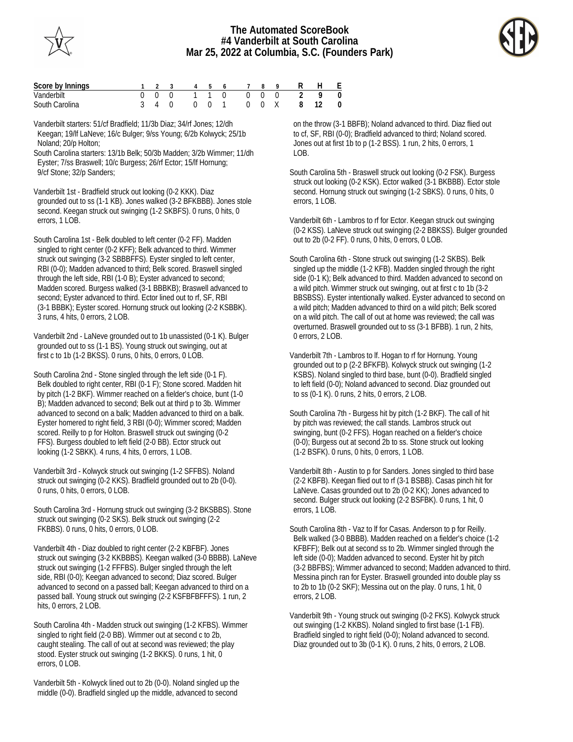# The Automated ScoreBook
## #4 Vanderbilt at South Carolina
## Mar 25, 2022 at Columbia, S.C. (Founders Park)

| Score by Innings | 1 | 2 | 3 | 4 | 5 | 6 | 7 | 8 | 9 | R | H | E |
|---|---|---|---|---|---|---|---|---|---|---|---|---|
| Vanderbilt | 0 | 0 | 0 | 1 | 1 | 0 | 0 | 0 | 0 | 2 | 9 | 0 |
| South Carolina | 3 | 4 | 0 | 0 | 0 | 1 | 0 | 0 | X | 8 | 12 | 0 |

Vanderbilt starters: 51/cf Bradfield; 11/3b Diaz; 34/rf Jones; 12/dh Keegan; 19/lf LaNeve; 16/c Bulger; 9/ss Young; 6/2b Kolwyck; 25/1b Noland; 20/p Holton;

South Carolina starters: 13/1b Belk; 50/3b Madden; 3/2b Wimmer; 11/dh Eyster; 7/ss Braswell; 10/c Burgess; 26/rf Ector; 15/lf Hornung; 9/cf Stone; 32/p Sanders;

Vanderbilt 1st - Bradfield struck out looking (0-2 KKK). Diaz grounded out to ss (1-1 KB). Jones walked (3-2 BFKBBB). Jones stole second. Keegan struck out swinging (1-2 SKBFS). 0 runs, 0 hits, 0 errors, 1 LOB.

South Carolina 1st - Belk doubled to left center (0-2 FF). Madden singled to right center (0-2 KFF); Belk advanced to third. Wimmer struck out swinging (3-2 SBBBFFS). Eyster singled to left center, RBI (0-0); Madden advanced to third; Belk scored. Braswell singled through the left side, RBI (1-0 B); Eyster advanced to second; Madden scored. Burgess walked (3-1 BBBKB); Braswell advanced to second; Eyster advanced to third. Ector lined out to rf, SF, RBI (3-1 BBBK); Eyster scored. Hornung struck out looking (2-2 KSBBK). 3 runs, 4 hits, 0 errors, 2 LOB.

Vanderbilt 2nd - LaNeve grounded out to 1b unassisted (0-1 K). Bulger grounded out to ss (1-1 BS). Young struck out swinging, out at first c to 1b (1-2 BKSS). 0 runs, 0 hits, 0 errors, 0 LOB.

South Carolina 2nd - Stone singled through the left side (0-1 F). Belk doubled to right center, RBI (0-1 F); Stone scored. Madden hit by pitch (1-2 BKF). Wimmer reached on a fielder's choice, bunt (1-0 B); Madden advanced to second; Belk out at third p to 3b. Wimmer advanced to second on a balk; Madden advanced to third on a balk. Eyster homered to right field, 3 RBI (0-0); Wimmer scored; Madden scored. Reilly to p for Holton. Braswell struck out swinging (0-2 FFS). Burgess doubled to left field (2-0 BB). Ector struck out looking (1-2 SBKK). 4 runs, 4 hits, 0 errors, 1 LOB.

Vanderbilt 3rd - Kolwyck struck out swinging (1-2 SFFBS). Noland struck out swinging (0-2 KKS). Bradfield grounded out to 2b (0-0). 0 runs, 0 hits, 0 errors, 0 LOB.

South Carolina 3rd - Hornung struck out swinging (3-2 BKSBBS). Stone struck out swinging (0-2 SKS). Belk struck out swinging (2-2 FKBBS). 0 runs, 0 hits, 0 errors, 0 LOB.

Vanderbilt 4th - Diaz doubled to right center (2-2 KBFBF). Jones struck out swinging (3-2 KKBBBS). Keegan walked (3-0 BBBB). LaNeve struck out swinging (1-2 FFFBS). Bulger singled through the left side, RBI (0-0); Keegan advanced to second; Diaz scored. Bulger advanced to second on a passed ball; Keegan advanced to third on a passed ball. Young struck out swinging (2-2 KSFBFBFFFS). 1 run, 2 hits, 0 errors, 2 LOB.

South Carolina 4th - Madden struck out swinging (1-2 KFBS). Wimmer singled to right field (2-0 BB). Wimmer out at second c to 2b, caught stealing. The call of out at second was reviewed; the play stood. Eyster struck out swinging (1-2 BKKS). 0 runs, 1 hit, 0 errors, 0 LOB.

Vanderbilt 5th - Kolwyck lined out to 2b (0-0). Noland singled up the middle (0-0). Bradfield singled up the middle, advanced to second on the throw (3-1 BBFB); Noland advanced to third. Diaz flied out to cf, SF, RBI (0-0); Bradfield advanced to third; Noland scored. Jones out at first 1b to p (1-2 BSS). 1 run, 2 hits, 0 errors, 1 LOB.

South Carolina 5th - Braswell struck out looking (0-2 FSK). Burgess struck out looking (0-2 KSK). Ector walked (3-1 BKBBB). Ector stole second. Hornung struck out swinging (1-2 SBKS). 0 runs, 0 hits, 0 errors, 1 LOB.

Vanderbilt 6th - Lambros to rf for Ector. Keegan struck out swinging (0-2 KSS). LaNeve struck out swinging (2-2 BBKSS). Bulger grounded out to 2b (0-2 FF). 0 runs, 0 hits, 0 errors, 0 LOB.

South Carolina 6th - Stone struck out swinging (1-2 SKBS). Belk singled up the middle (1-2 KFB). Madden singled through the right side (0-1 K); Belk advanced to third. Madden advanced to second on a wild pitch. Wimmer struck out swinging, out at first c to 1b (3-2 BBSBSS). Eyster intentionally walked. Eyster advanced to second on a wild pitch; Madden advanced to third on a wild pitch; Belk scored on a wild pitch. The call of out at home was reviewed; the call was overturned. Braswell grounded out to ss (3-1 BFBB). 1 run, 2 hits, 0 errors, 2 LOB.

Vanderbilt 7th - Lambros to lf. Hogan to rf for Hornung. Young grounded out to p (2-2 BFKFB). Kolwyck struck out swinging (1-2 KSBS). Noland singled to third base, bunt (0-0). Bradfield singled to left field (0-0); Noland advanced to second. Diaz grounded out to ss (0-1 K). 0 runs, 2 hits, 0 errors, 2 LOB.

South Carolina 7th - Burgess hit by pitch (1-2 BKF). The call of hit by pitch was reviewed; the call stands. Lambros struck out swinging, bunt (0-2 FFS). Hogan reached on a fielder's choice (0-0); Burgess out at second 2b to ss. Stone struck out looking (1-2 BSFK). 0 runs, 0 hits, 0 errors, 1 LOB.

Vanderbilt 8th - Austin to p for Sanders. Jones singled to third base (2-2 KBFB). Keegan flied out to rf (3-1 BSBB). Casas pinch hit for LaNeve. Casas grounded out to 2b (0-2 KK); Jones advanced to second. Bulger struck out looking (2-2 BSFBK). 0 runs, 1 hit, 0 errors, 1 LOB.

South Carolina 8th - Vaz to lf for Casas. Anderson to p for Reilly. Belk walked (3-0 BBBB). Madden reached on a fielder's choice (1-2 KFBFF); Belk out at second ss to 2b. Wimmer singled through the left side (0-0); Madden advanced to second. Eyster hit by pitch (3-2 BBFBS); Wimmer advanced to second; Madden advanced to third. Messina pinch ran for Eyster. Braswell grounded into double play ss to 2b to 1b (0-2 SKF); Messina out on the play. 0 runs, 1 hit, 0 errors, 2 LOB.

Vanderbilt 9th - Young struck out swinging (0-2 FKS). Kolwyck struck out swinging (1-2 KKBS). Noland singled to first base (1-1 FB). Bradfield singled to right field (0-0); Noland advanced to second. Diaz grounded out to 3b (0-1 K). 0 runs, 2 hits, 0 errors, 2 LOB.